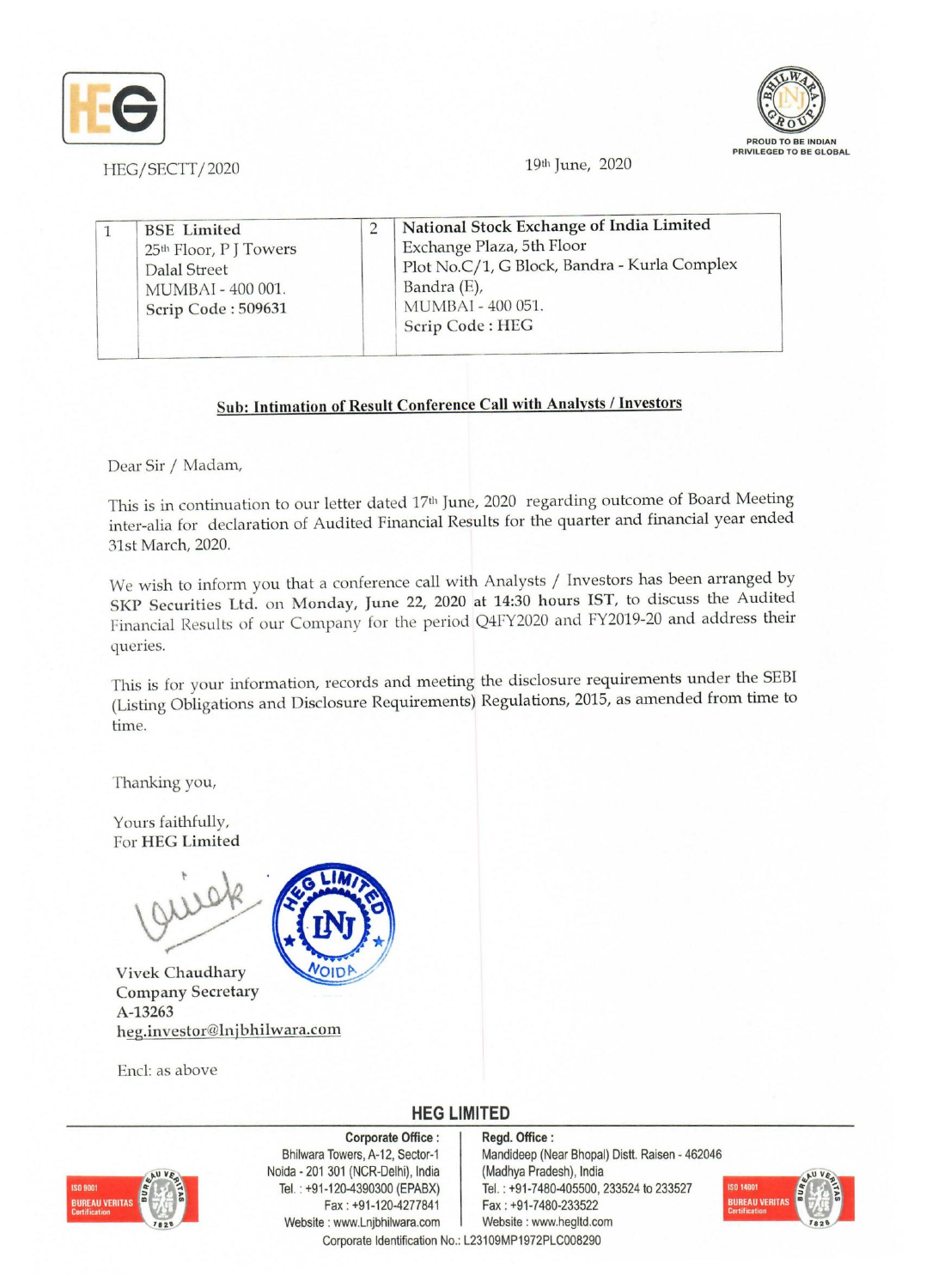HEG/SECTT/2020

19th June, 2020

PROUD TO BE INDIAN
PRIVILEGED TO BE GLOBAL

| 1 | BSE Limited<br>25th Floor, P J Towers<br>Dalal Street<br>MUMBAI - 400 001.<br>Scrip Code : 509631 | 2 | National Stock Exchange of India Limited<br>Exchange Plaza, 5th Floor<br>Plot No.C/1, G Block, Bandra - Kurla Complex<br>Bandra (E),<br>MUMBAI - 400 051.<br>Scrip Code : HEG |
|---|---|---|---|

**Sub: Intimation of Result Conference Call with Analysts / Investors**

Dear Sir / Madam,

This is in continuation to our letter dated 17th June, 2020 regarding outcome of Board Meeting inter-alia for declaration of Audited Financial Results for the quarter and financial year ended 31st March, 2020.

We wish to inform you that a conference call with Analysts / Investors has been arranged by SKP Securities Ltd. on **Monday, June 22, 2020 at 14:30 hours IST**, to discuss the Audited Financial Results of our Company for the period Q4FY2020 and FY2019-20 and address their queries.

This is for your information, records and meeting the disclosure requirements under the SEBI (Listing Obligations and Disclosure Requirements) Regulations, 2015, as amended from time to time.

Thanking you,

Yours faithfully,
For **HEG Limited**

Vivek Chaudhary
Company Secretary
A-13263
heg.investor@lnjbhilwara.com

Encl: as above

**HEG LIMITED**

**Corporate Office :**
Bhilwara Towers, A-12, Sector-1
Noida - 201 301 (NCR-Delhi), India
Tel. : +91-120-4390300 (EPABX)
Fax : +91-120-4277841
Website : www.Lnjbhilwara.com

**Regd. Office :**
Mandideep (Near Bhopal) Distt. Raisen - 462046
(Madhya Pradesh), India
Tel. : +91-7480-405500, 233524 to 233527
Fax : +91-7480-233522
Website : www.hegltd.com

Corporate Identification No.: L23109MP1972PLC008290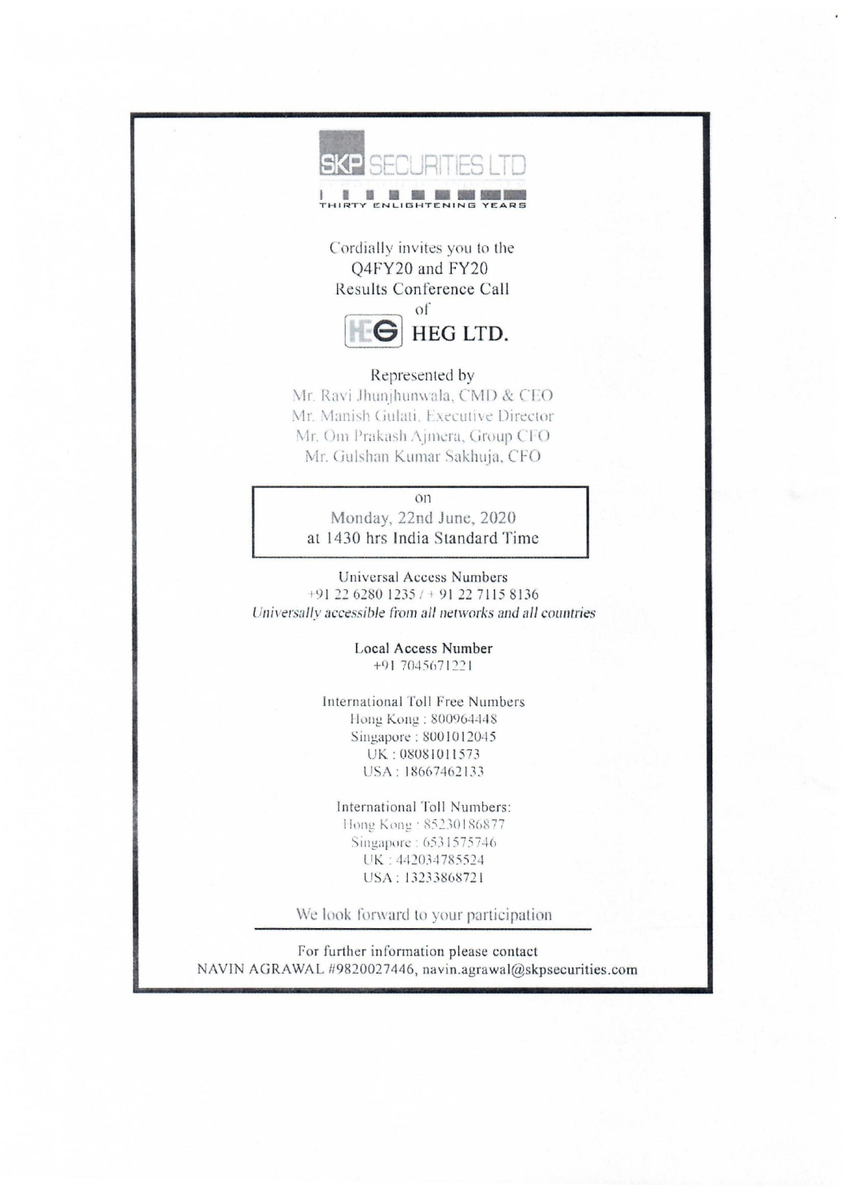**SKP SECURITIES LTD**

THIRTY ENLIGHTENING YEARS

Cordially invites you to the

Q4FY20 and FY20

Results Conference Call

of

# HEG LTD.

Represented by

Mr. Ravi Jhunjhunwala, CMD & CEO

Mr. Manish Gulati, Executive Director

Mr. Om Prakash Ajmera, Group CFO

Mr. Gulshan Kumar Sakhuja, CFO

on

Monday, 22nd June, 2020

at 1430 hrs India Standard Time

Universal Access Numbers

+91 22 6280 1235 / + 91 22 7115 8136

*Universally accessible from all networks and all countries*

Local Access Number

+91 7045671221

International Toll Free Numbers

Hong Kong : 800964448

Singapore : 8001012045

UK : 08081011573

USA : 18667462133

International Toll Numbers:

Hong Kong : 85230186877

Singapore : 6531575746

UK : 442034785524

USA : 13233868721

We look forward to your participation

For further information please contact

NAVIN AGRAWAL #9820027446, navin.agrawal@skpsecurities.com